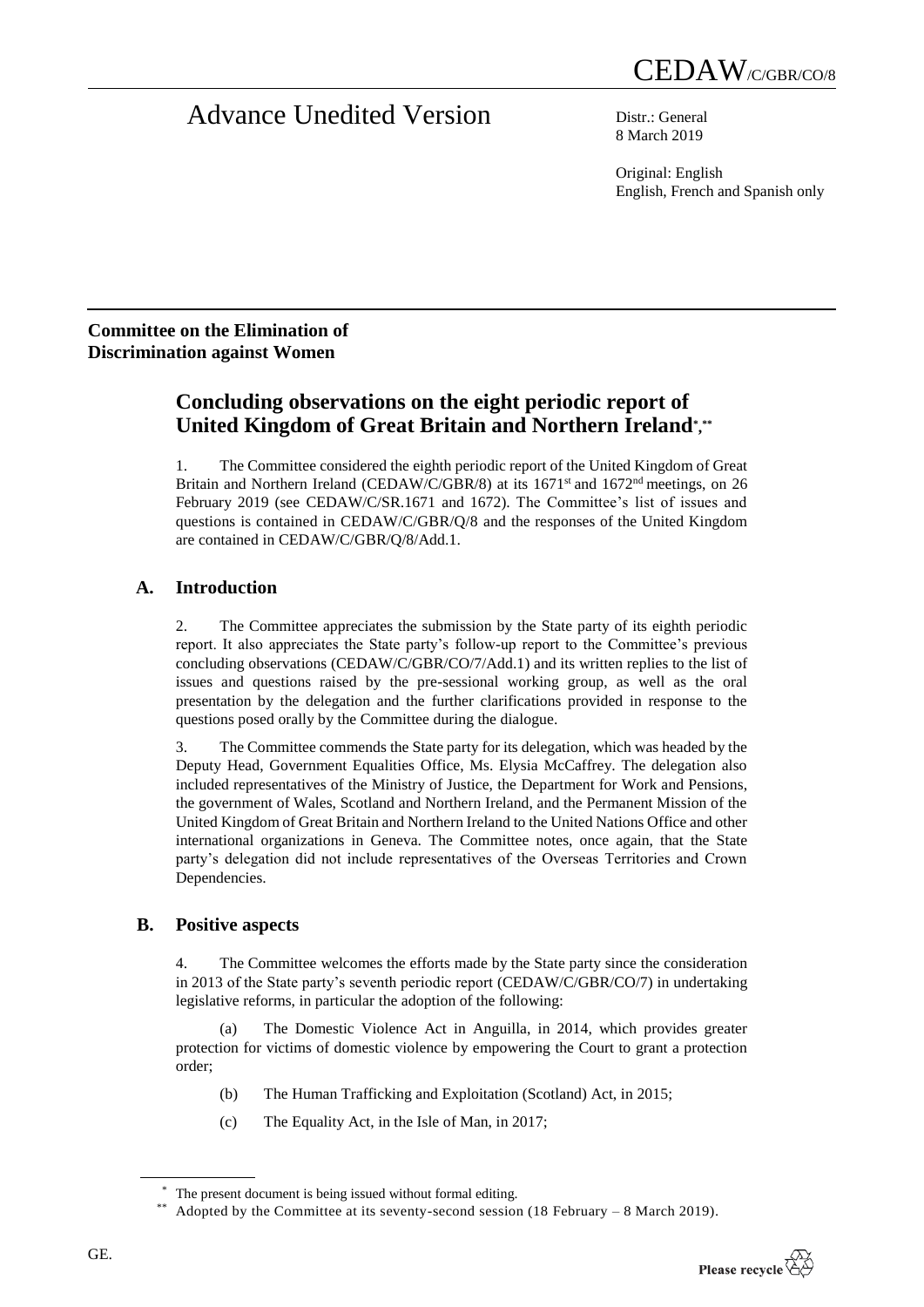CEDAW/C/GBR/CO/8

# Advance Unedited Version

Distr.: General
8 March 2019

Original: English
English, French and Spanish only

**Committee on the Elimination of Discrimination against Women**

## Concluding observations on the eight periodic report of United Kingdom of Great Britain and Northern Ireland*,**

1. The Committee considered the eighth periodic report of the United Kingdom of Great Britain and Northern Ireland (CEDAW/C/GBR/8) at its 1671st and 1672nd meetings, on 26 February 2019 (see CEDAW/C/SR.1671 and 1672). The Committee's list of issues and questions is contained in CEDAW/C/GBR/Q/8 and the responses of the United Kingdom are contained in CEDAW/C/GBR/Q/8/Add.1.

### A. Introduction

2. The Committee appreciates the submission by the State party of its eighth periodic report. It also appreciates the State party's follow-up report to the Committee's previous concluding observations (CEDAW/C/GBR/CO/7/Add.1) and its written replies to the list of issues and questions raised by the pre-sessional working group, as well as the oral presentation by the delegation and the further clarifications provided in response to the questions posed orally by the Committee during the dialogue.

3. The Committee commends the State party for its delegation, which was headed by the Deputy Head, Government Equalities Office, Ms. Elysia McCaffrey. The delegation also included representatives of the Ministry of Justice, the Department for Work and Pensions, the government of Wales, Scotland and Northern Ireland, and the Permanent Mission of the United Kingdom of Great Britain and Northern Ireland to the United Nations Office and other international organizations in Geneva. The Committee notes, once again, that the State party's delegation did not include representatives of the Overseas Territories and Crown Dependencies.

### B. Positive aspects

4. The Committee welcomes the efforts made by the State party since the consideration in 2013 of the State party's seventh periodic report (CEDAW/C/GBR/CO/7) in undertaking legislative reforms, in particular the adoption of the following:

(a) The Domestic Violence Act in Anguilla, in 2014, which provides greater protection for victims of domestic violence by empowering the Court to grant a protection order;

(b) The Human Trafficking and Exploitation (Scotland) Act, in 2015;

(c) The Equality Act, in the Isle of Man, in 2017;

\* The present document is being issued without formal editing.

\*\* Adopted by the Committee at its seventy-second session (18 February – 8 March 2019).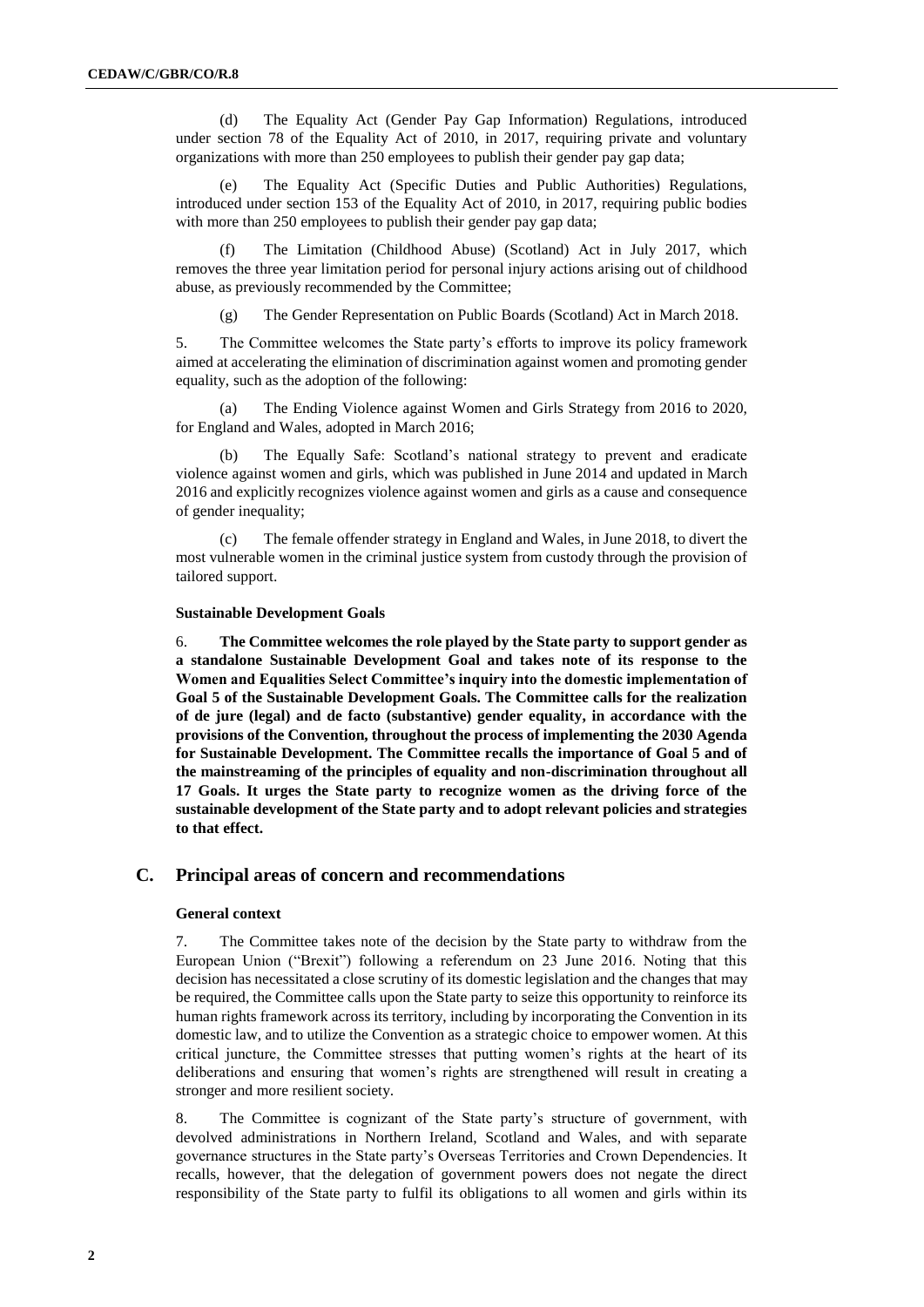(d) The Equality Act (Gender Pay Gap Information) Regulations, introduced under section 78 of the Equality Act of 2010, in 2017, requiring private and voluntary organizations with more than 250 employees to publish their gender pay gap data;

(e) The Equality Act (Specific Duties and Public Authorities) Regulations, introduced under section 153 of the Equality Act of 2010, in 2017, requiring public bodies with more than 250 employees to publish their gender pay gap data;

(f) The Limitation (Childhood Abuse) (Scotland) Act in July 2017, which removes the three year limitation period for personal injury actions arising out of childhood abuse, as previously recommended by the Committee;

(g) The Gender Representation on Public Boards (Scotland) Act in March 2018.

5. The Committee welcomes the State party's efforts to improve its policy framework aimed at accelerating the elimination of discrimination against women and promoting gender equality, such as the adoption of the following:

(a) The Ending Violence against Women and Girls Strategy from 2016 to 2020, for England and Wales, adopted in March 2016;

(b) The Equally Safe: Scotland's national strategy to prevent and eradicate violence against women and girls, which was published in June 2014 and updated in March 2016 and explicitly recognizes violence against women and girls as a cause and consequence of gender inequality;

(c) The female offender strategy in England and Wales, in June 2018, to divert the most vulnerable women in the criminal justice system from custody through the provision of tailored support.

#### Sustainable Development Goals

6. **The Committee welcomes the role played by the State party to support gender as a standalone Sustainable Development Goal and takes note of its response to the Women and Equalities Select Committee's inquiry into the domestic implementation of Goal 5 of the Sustainable Development Goals. The Committee calls for the realization of de jure (legal) and de facto (substantive) gender equality, in accordance with the provisions of the Convention, throughout the process of implementing the 2030 Agenda for Sustainable Development. The Committee recalls the importance of Goal 5 and of the mainstreaming of the principles of equality and non-discrimination throughout all 17 Goals. It urges the State party to recognize women as the driving force of the sustainable development of the State party and to adopt relevant policies and strategies to that effect.**

## C. Principal areas of concern and recommendations

#### General context

7. The Committee takes note of the decision by the State party to withdraw from the European Union ("Brexit") following a referendum on 23 June 2016. Noting that this decision has necessitated a close scrutiny of its domestic legislation and the changes that may be required, the Committee calls upon the State party to seize this opportunity to reinforce its human rights framework across its territory, including by incorporating the Convention in its domestic law, and to utilize the Convention as a strategic choice to empower women. At this critical juncture, the Committee stresses that putting women's rights at the heart of its deliberations and ensuring that women's rights are strengthened will result in creating a stronger and more resilient society.

8. The Committee is cognizant of the State party's structure of government, with devolved administrations in Northern Ireland, Scotland and Wales, and with separate governance structures in the State party's Overseas Territories and Crown Dependencies. It recalls, however, that the delegation of government powers does not negate the direct responsibility of the State party to fulfil its obligations to all women and girls within its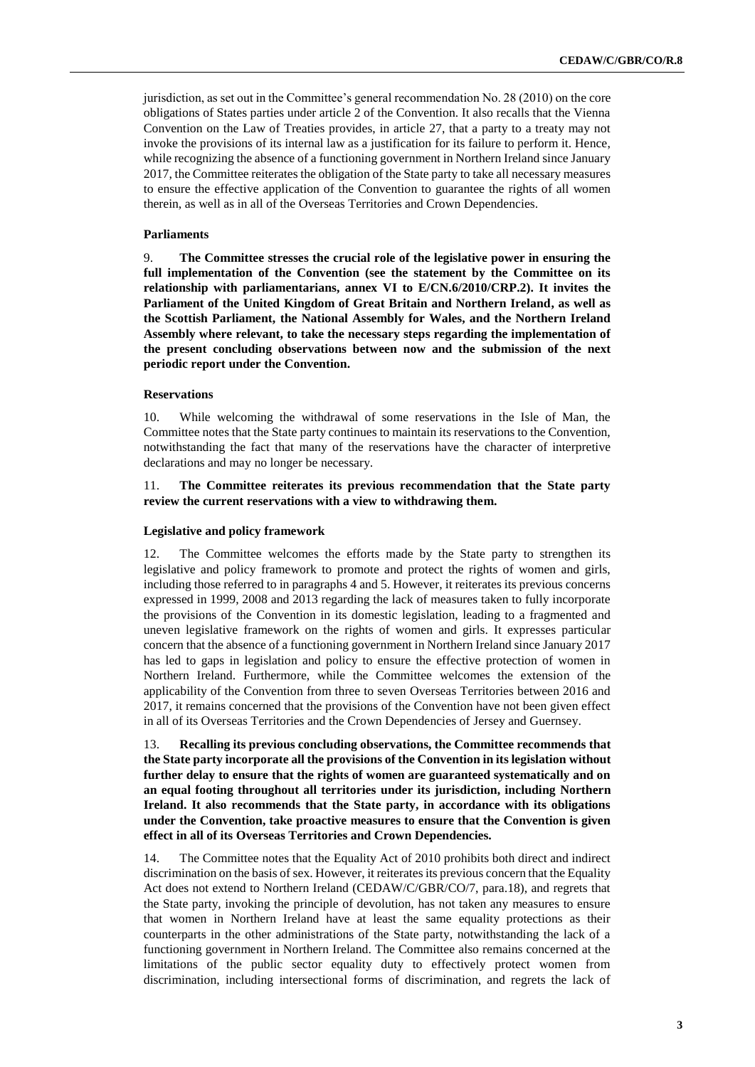jurisdiction, as set out in the Committee's general recommendation No. 28 (2010) on the core obligations of States parties under article 2 of the Convention. It also recalls that the Vienna Convention on the Law of Treaties provides, in article 27, that a party to a treaty may not invoke the provisions of its internal law as a justification for its failure to perform it. Hence, while recognizing the absence of a functioning government in Northern Ireland since January 2017, the Committee reiterates the obligation of the State party to take all necessary measures to ensure the effective application of the Convention to guarantee the rights of all women therein, as well as in all of the Overseas Territories and Crown Dependencies.

### Parliaments

9. **The Committee stresses the crucial role of the legislative power in ensuring the full implementation of the Convention (see the statement by the Committee on its relationship with parliamentarians, annex VI to E/CN.6/2010/CRP.2). It invites the Parliament of the United Kingdom of Great Britain and Northern Ireland, as well as the Scottish Parliament, the National Assembly for Wales, and the Northern Ireland Assembly where relevant, to take the necessary steps regarding the implementation of the present concluding observations between now and the submission of the next periodic report under the Convention.**

### Reservations

10. While welcoming the withdrawal of some reservations in the Isle of Man, the Committee notes that the State party continues to maintain its reservations to the Convention, notwithstanding the fact that many of the reservations have the character of interpretive declarations and may no longer be necessary.

11. **The Committee reiterates its previous recommendation that the State party review the current reservations with a view to withdrawing them.**

### Legislative and policy framework

12. The Committee welcomes the efforts made by the State party to strengthen its legislative and policy framework to promote and protect the rights of women and girls, including those referred to in paragraphs 4 and 5. However, it reiterates its previous concerns expressed in 1999, 2008 and 2013 regarding the lack of measures taken to fully incorporate the provisions of the Convention in its domestic legislation, leading to a fragmented and uneven legislative framework on the rights of women and girls. It expresses particular concern that the absence of a functioning government in Northern Ireland since January 2017 has led to gaps in legislation and policy to ensure the effective protection of women in Northern Ireland. Furthermore, while the Committee welcomes the extension of the applicability of the Convention from three to seven Overseas Territories between 2016 and 2017, it remains concerned that the provisions of the Convention have not been given effect in all of its Overseas Territories and the Crown Dependencies of Jersey and Guernsey.

13. **Recalling its previous concluding observations, the Committee recommends that the State party incorporate all the provisions of the Convention in its legislation without further delay to ensure that the rights of women are guaranteed systematically and on an equal footing throughout all territories under its jurisdiction, including Northern Ireland. It also recommends that the State party, in accordance with its obligations under the Convention, take proactive measures to ensure that the Convention is given effect in all of its Overseas Territories and Crown Dependencies.**

14. The Committee notes that the Equality Act of 2010 prohibits both direct and indirect discrimination on the basis of sex. However, it reiterates its previous concern that the Equality Act does not extend to Northern Ireland (CEDAW/C/GBR/CO/7, para.18), and regrets that the State party, invoking the principle of devolution, has not taken any measures to ensure that women in Northern Ireland have at least the same equality protections as their counterparts in the other administrations of the State party, notwithstanding the lack of a functioning government in Northern Ireland. The Committee also remains concerned at the limitations of the public sector equality duty to effectively protect women from discrimination, including intersectional forms of discrimination, and regrets the lack of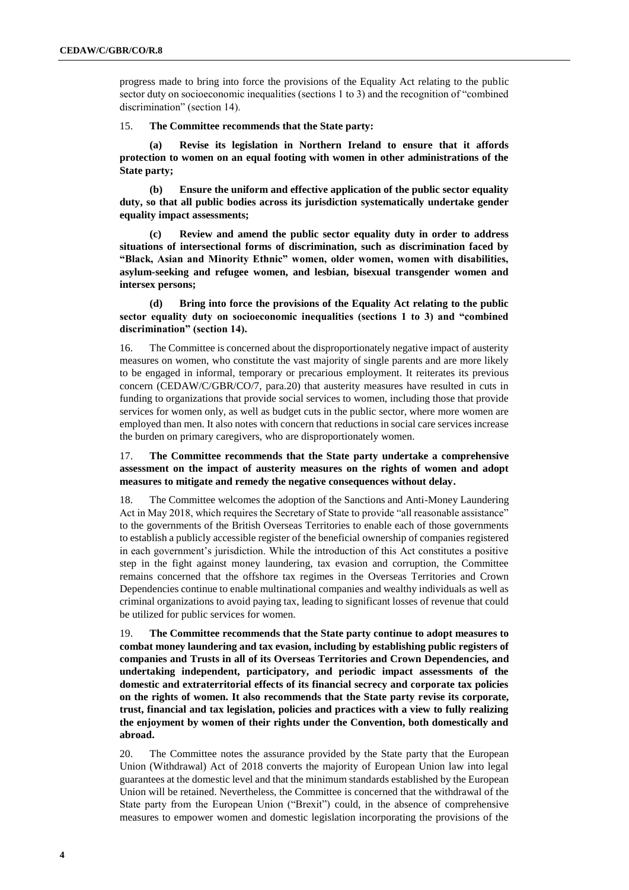progress made to bring into force the provisions of the Equality Act relating to the public sector duty on socioeconomic inequalities (sections 1 to 3) and the recognition of "combined discrimination" (section 14).

15. **The Committee recommends that the State party:**

**(a) Revise its legislation in Northern Ireland to ensure that it affords protection to women on an equal footing with women in other administrations of the State party;**

**(b) Ensure the uniform and effective application of the public sector equality duty, so that all public bodies across its jurisdiction systematically undertake gender equality impact assessments;**

**(c) Review and amend the public sector equality duty in order to address situations of intersectional forms of discrimination, such as discrimination faced by "Black, Asian and Minority Ethnic" women, older women, women with disabilities, asylum-seeking and refugee women, and lesbian, bisexual transgender women and intersex persons;**

**(d) Bring into force the provisions of the Equality Act relating to the public sector equality duty on socioeconomic inequalities (sections 1 to 3) and "combined discrimination" (section 14).**

16. The Committee is concerned about the disproportionately negative impact of austerity measures on women, who constitute the vast majority of single parents and are more likely to be engaged in informal, temporary or precarious employment. It reiterates its previous concern (CEDAW/C/GBR/CO/7, para.20) that austerity measures have resulted in cuts in funding to organizations that provide social services to women, including those that provide services for women only, as well as budget cuts in the public sector, where more women are employed than men. It also notes with concern that reductions in social care services increase the burden on primary caregivers, who are disproportionately women.

17. **The Committee recommends that the State party undertake a comprehensive assessment on the impact of austerity measures on the rights of women and adopt measures to mitigate and remedy the negative consequences without delay.**

18. The Committee welcomes the adoption of the Sanctions and Anti-Money Laundering Act in May 2018, which requires the Secretary of State to provide "all reasonable assistance" to the governments of the British Overseas Territories to enable each of those governments to establish a publicly accessible register of the beneficial ownership of companies registered in each government's jurisdiction. While the introduction of this Act constitutes a positive step in the fight against money laundering, tax evasion and corruption, the Committee remains concerned that the offshore tax regimes in the Overseas Territories and Crown Dependencies continue to enable multinational companies and wealthy individuals as well as criminal organizations to avoid paying tax, leading to significant losses of revenue that could be utilized for public services for women.

19. **The Committee recommends that the State party continue to adopt measures to combat money laundering and tax evasion, including by establishing public registers of companies and Trusts in all of its Overseas Territories and Crown Dependencies, and undertaking independent, participatory, and periodic impact assessments of the domestic and extraterritorial effects of its financial secrecy and corporate tax policies on the rights of women. It also recommends that the State party revise its corporate, trust, financial and tax legislation, policies and practices with a view to fully realizing the enjoyment by women of their rights under the Convention, both domestically and abroad.**

20. The Committee notes the assurance provided by the State party that the European Union (Withdrawal) Act of 2018 converts the majority of European Union law into legal guarantees at the domestic level and that the minimum standards established by the European Union will be retained. Nevertheless, the Committee is concerned that the withdrawal of the State party from the European Union ("Brexit") could, in the absence of comprehensive measures to empower women and domestic legislation incorporating the provisions of the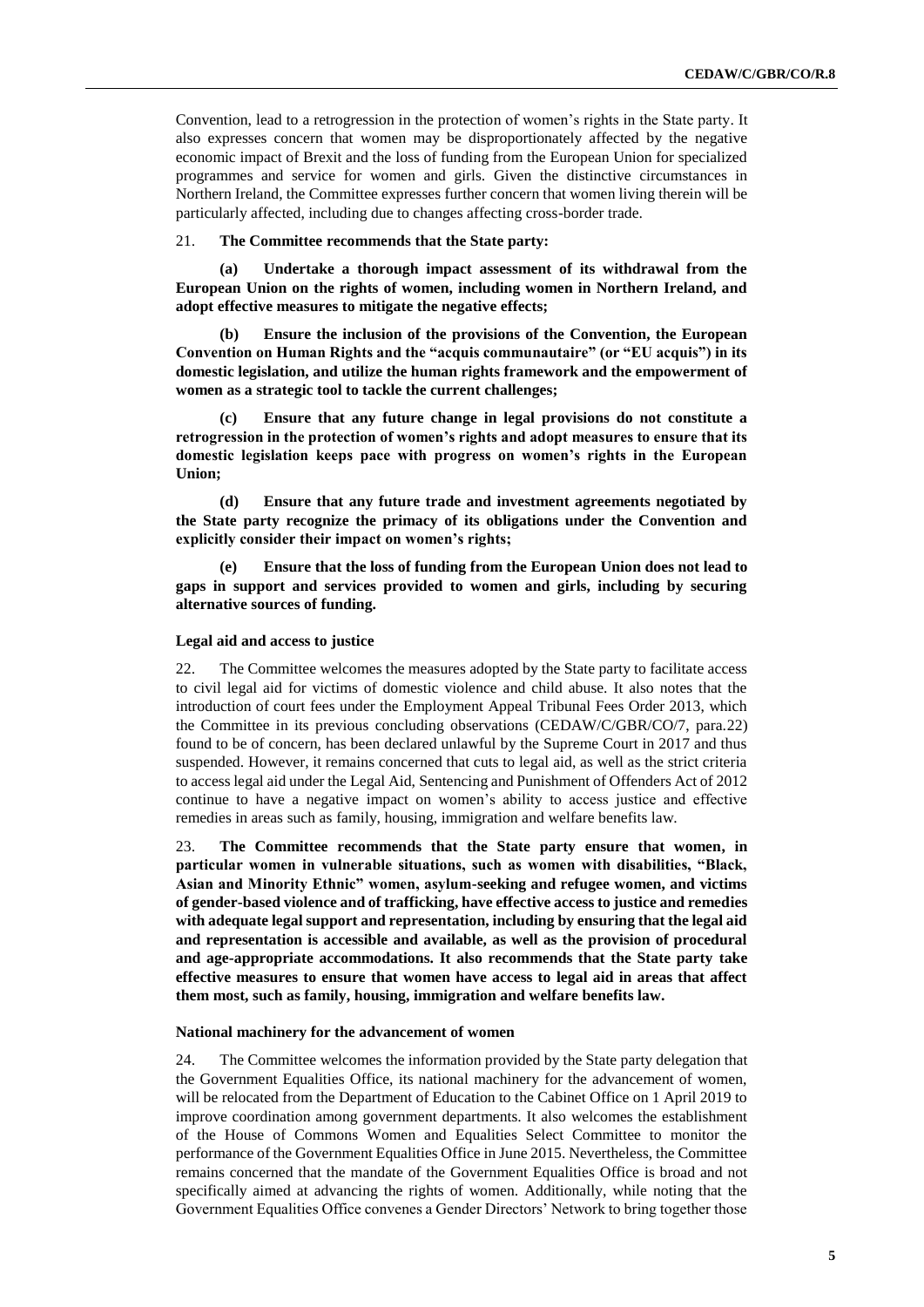Convention, lead to a retrogression in the protection of women's rights in the State party. It also expresses concern that women may be disproportionately affected by the negative economic impact of Brexit and the loss of funding from the European Union for specialized programmes and service for women and girls. Given the distinctive circumstances in Northern Ireland, the Committee expresses further concern that women living therein will be particularly affected, including due to changes affecting cross-border trade.

21. **The Committee recommends that the State party:**

**(a) Undertake a thorough impact assessment of its withdrawal from the European Union on the rights of women, including women in Northern Ireland, and adopt effective measures to mitigate the negative effects;**

**(b) Ensure the inclusion of the provisions of the Convention, the European Convention on Human Rights and the "acquis communautaire" (or "EU acquis") in its domestic legislation, and utilize the human rights framework and the empowerment of women as a strategic tool to tackle the current challenges;**

**(c) Ensure that any future change in legal provisions do not constitute a retrogression in the protection of women's rights and adopt measures to ensure that its domestic legislation keeps pace with progress on women's rights in the European Union;**

**(d) Ensure that any future trade and investment agreements negotiated by the State party recognize the primacy of its obligations under the Convention and explicitly consider their impact on women's rights;**

**(e) Ensure that the loss of funding from the European Union does not lead to gaps in support and services provided to women and girls, including by securing alternative sources of funding.**

### Legal aid and access to justice

22. The Committee welcomes the measures adopted by the State party to facilitate access to civil legal aid for victims of domestic violence and child abuse. It also notes that the introduction of court fees under the Employment Appeal Tribunal Fees Order 2013, which the Committee in its previous concluding observations (CEDAW/C/GBR/CO/7, para.22) found to be of concern, has been declared unlawful by the Supreme Court in 2017 and thus suspended. However, it remains concerned that cuts to legal aid, as well as the strict criteria to access legal aid under the Legal Aid, Sentencing and Punishment of Offenders Act of 2012 continue to have a negative impact on women's ability to access justice and effective remedies in areas such as family, housing, immigration and welfare benefits law.

23. **The Committee recommends that the State party ensure that women, in particular women in vulnerable situations, such as women with disabilities, "Black, Asian and Minority Ethnic" women, asylum-seeking and refugee women, and victims of gender-based violence and of trafficking, have effective access to justice and remedies with adequate legal support and representation, including by ensuring that the legal aid and representation is accessible and available, as well as the provision of procedural and age-appropriate accommodations. It also recommends that the State party take effective measures to ensure that women have access to legal aid in areas that affect them most, such as family, housing, immigration and welfare benefits law.**

### National machinery for the advancement of women

24. The Committee welcomes the information provided by the State party delegation that the Government Equalities Office, its national machinery for the advancement of women, will be relocated from the Department of Education to the Cabinet Office on 1 April 2019 to improve coordination among government departments. It also welcomes the establishment of the House of Commons Women and Equalities Select Committee to monitor the performance of the Government Equalities Office in June 2015. Nevertheless, the Committee remains concerned that the mandate of the Government Equalities Office is broad and not specifically aimed at advancing the rights of women. Additionally, while noting that the Government Equalities Office convenes a Gender Directors' Network to bring together those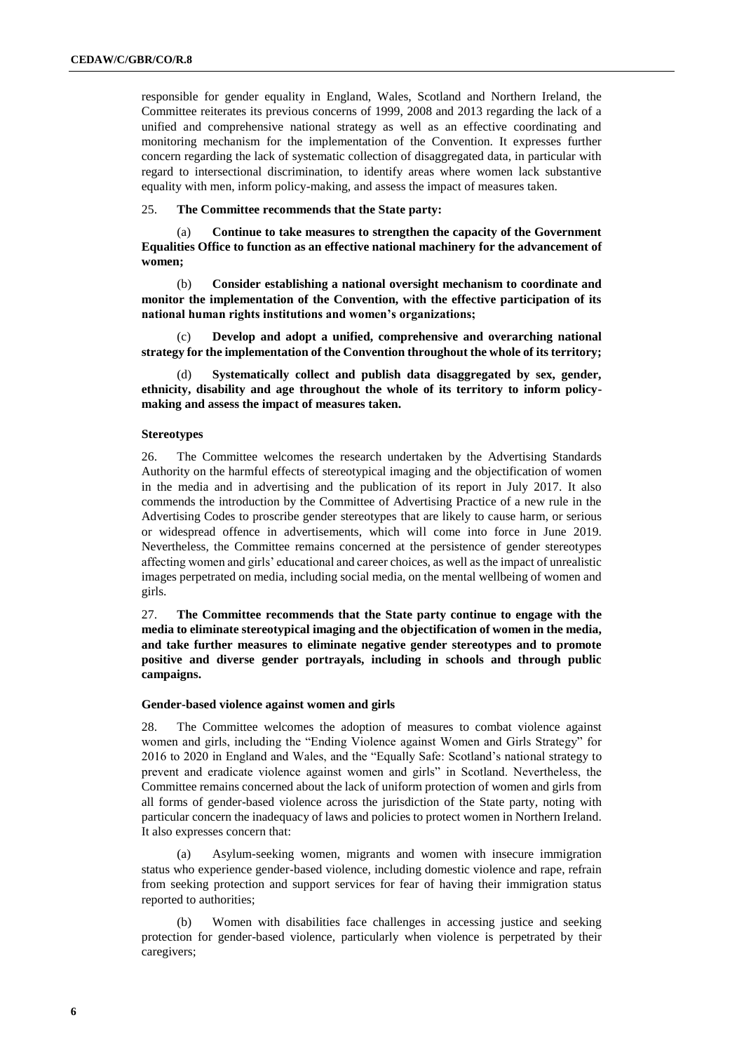responsible for gender equality in England, Wales, Scotland and Northern Ireland, the Committee reiterates its previous concerns of 1999, 2008 and 2013 regarding the lack of a unified and comprehensive national strategy as well as an effective coordinating and monitoring mechanism for the implementation of the Convention. It expresses further concern regarding the lack of systematic collection of disaggregated data, in particular with regard to intersectional discrimination, to identify areas where women lack substantive equality with men, inform policy-making, and assess the impact of measures taken.

25. **The Committee recommends that the State party:**

(a) **Continue to take measures to strengthen the capacity of the Government Equalities Office to function as an effective national machinery for the advancement of women;**

(b) **Consider establishing a national oversight mechanism to coordinate and monitor the implementation of the Convention, with the effective participation of its national human rights institutions and women's organizations;**

(c) **Develop and adopt a unified, comprehensive and overarching national strategy for the implementation of the Convention throughout the whole of its territory;**

(d) **Systematically collect and publish data disaggregated by sex, gender, ethnicity, disability and age throughout the whole of its territory to inform policy-making and assess the impact of measures taken.**

### Stereotypes

26. The Committee welcomes the research undertaken by the Advertising Standards Authority on the harmful effects of stereotypical imaging and the objectification of women in the media and in advertising and the publication of its report in July 2017. It also commends the introduction by the Committee of Advertising Practice of a new rule in the Advertising Codes to proscribe gender stereotypes that are likely to cause harm, or serious or widespread offence in advertisements, which will come into force in June 2019. Nevertheless, the Committee remains concerned at the persistence of gender stereotypes affecting women and girls' educational and career choices, as well as the impact of unrealistic images perpetrated on media, including social media, on the mental wellbeing of women and girls.

27. **The Committee recommends that the State party continue to engage with the media to eliminate stereotypical imaging and the objectification of women in the media, and take further measures to eliminate negative gender stereotypes and to promote positive and diverse gender portrayals, including in schools and through public campaigns.**

### Gender-based violence against women and girls

28. The Committee welcomes the adoption of measures to combat violence against women and girls, including the "Ending Violence against Women and Girls Strategy" for 2016 to 2020 in England and Wales, and the "Equally Safe: Scotland's national strategy to prevent and eradicate violence against women and girls" in Scotland. Nevertheless, the Committee remains concerned about the lack of uniform protection of women and girls from all forms of gender-based violence across the jurisdiction of the State party, noting with particular concern the inadequacy of laws and policies to protect women in Northern Ireland. It also expresses concern that:

(a) Asylum-seeking women, migrants and women with insecure immigration status who experience gender-based violence, including domestic violence and rape, refrain from seeking protection and support services for fear of having their immigration status reported to authorities;

(b) Women with disabilities face challenges in accessing justice and seeking protection for gender-based violence, particularly when violence is perpetrated by their caregivers;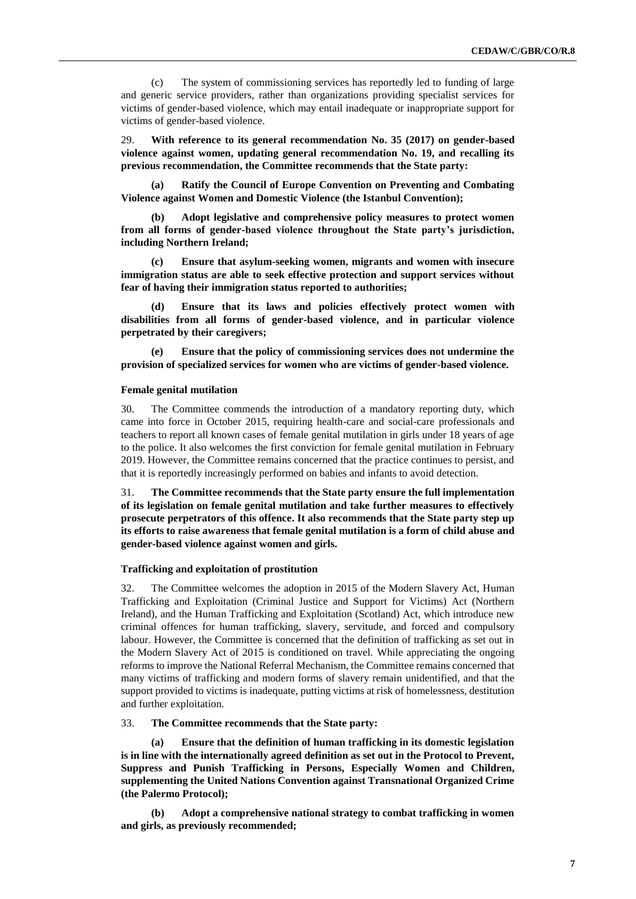(c) The system of commissioning services has reportedly led to funding of large and generic service providers, rather than organizations providing specialist services for victims of gender-based violence, which may entail inadequate or inappropriate support for victims of gender-based violence.

29. **With reference to its general recommendation No. 35 (2017) on gender-based violence against women, updating general recommendation No. 19, and recalling its previous recommendation, the Committee recommends that the State party:**

**(a) Ratify the Council of Europe Convention on Preventing and Combating Violence against Women and Domestic Violence (the Istanbul Convention);**

**(b) Adopt legislative and comprehensive policy measures to protect women from all forms of gender-based violence throughout the State party's jurisdiction, including Northern Ireland;**

**(c) Ensure that asylum-seeking women, migrants and women with insecure immigration status are able to seek effective protection and support services without fear of having their immigration status reported to authorities;**

**(d) Ensure that its laws and policies effectively protect women with disabilities from all forms of gender-based violence, and in particular violence perpetrated by their caregivers;**

**(e) Ensure that the policy of commissioning services does not undermine the provision of specialized services for women who are victims of gender-based violence.**

#### Female genital mutilation

30. The Committee commends the introduction of a mandatory reporting duty, which came into force in October 2015, requiring health-care and social-care professionals and teachers to report all known cases of female genital mutilation in girls under 18 years of age to the police. It also welcomes the first conviction for female genital mutilation in February 2019. However, the Committee remains concerned that the practice continues to persist, and that it is reportedly increasingly performed on babies and infants to avoid detection.

31. **The Committee recommends that the State party ensure the full implementation of its legislation on female genital mutilation and take further measures to effectively prosecute perpetrators of this offence. It also recommends that the State party step up its efforts to raise awareness that female genital mutilation is a form of child abuse and gender-based violence against women and girls.**

#### Trafficking and exploitation of prostitution

32. The Committee welcomes the adoption in 2015 of the Modern Slavery Act, Human Trafficking and Exploitation (Criminal Justice and Support for Victims) Act (Northern Ireland), and the Human Trafficking and Exploitation (Scotland) Act, which introduce new criminal offences for human trafficking, slavery, servitude, and forced and compulsory labour. However, the Committee is concerned that the definition of trafficking as set out in the Modern Slavery Act of 2015 is conditioned on travel. While appreciating the ongoing reforms to improve the National Referral Mechanism, the Committee remains concerned that many victims of trafficking and modern forms of slavery remain unidentified, and that the support provided to victims is inadequate, putting victims at risk of homelessness, destitution and further exploitation.

33. **The Committee recommends that the State party:**

**(a) Ensure that the definition of human trafficking in its domestic legislation is in line with the internationally agreed definition as set out in the Protocol to Prevent, Suppress and Punish Trafficking in Persons, Especially Women and Children, supplementing the United Nations Convention against Transnational Organized Crime (the Palermo Protocol);**

**(b) Adopt a comprehensive national strategy to combat trafficking in women and girls, as previously recommended;**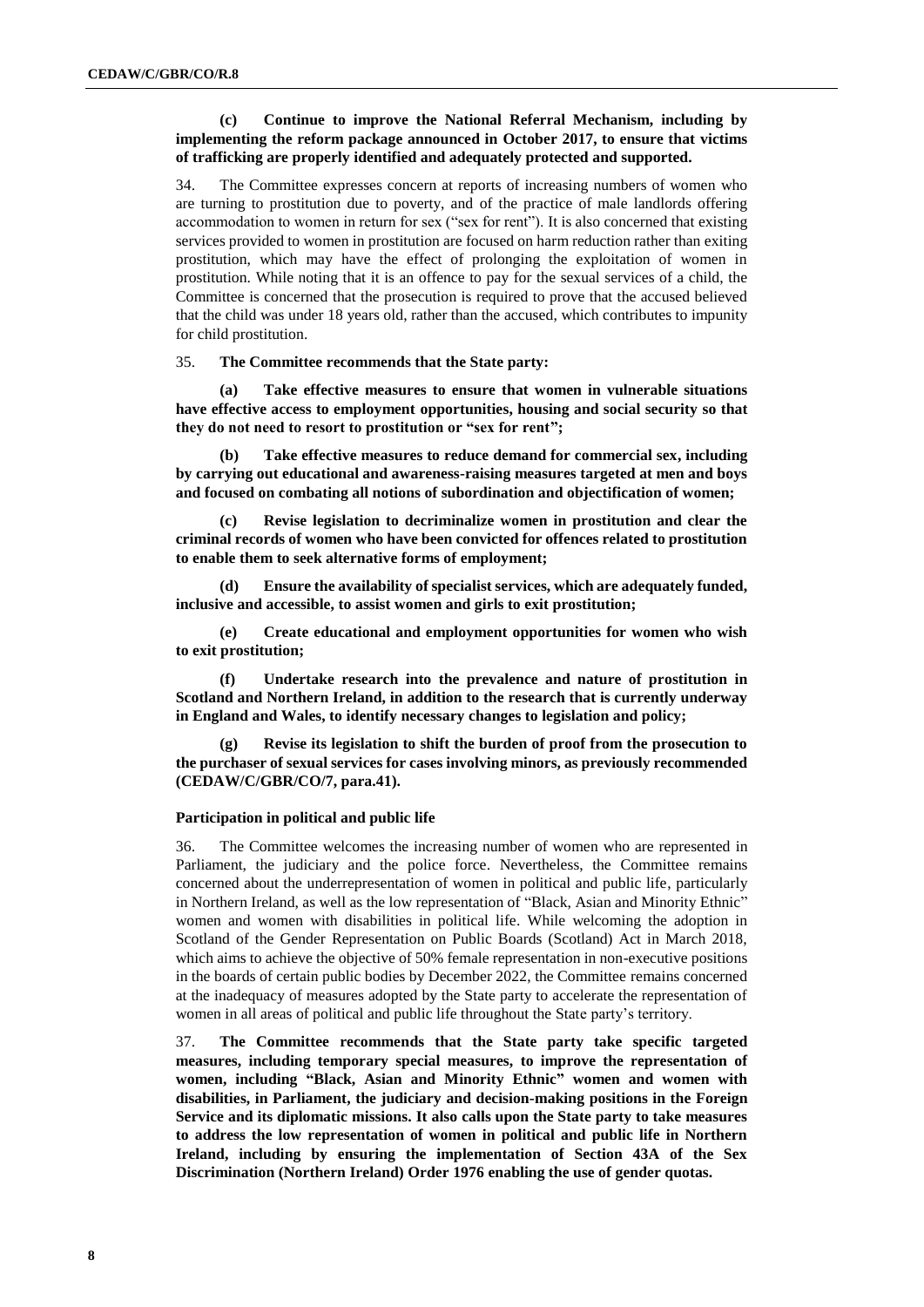**(c) Continue to improve the National Referral Mechanism, including by implementing the reform package announced in October 2017, to ensure that victims of trafficking are properly identified and adequately protected and supported.**

34. The Committee expresses concern at reports of increasing numbers of women who are turning to prostitution due to poverty, and of the practice of male landlords offering accommodation to women in return for sex ("sex for rent"). It is also concerned that existing services provided to women in prostitution are focused on harm reduction rather than exiting prostitution, which may have the effect of prolonging the exploitation of women in prostitution. While noting that it is an offence to pay for the sexual services of a child, the Committee is concerned that the prosecution is required to prove that the accused believed that the child was under 18 years old, rather than the accused, which contributes to impunity for child prostitution.

35. **The Committee recommends that the State party:**

**(a) Take effective measures to ensure that women in vulnerable situations have effective access to employment opportunities, housing and social security so that they do not need to resort to prostitution or "sex for rent";**

**(b) Take effective measures to reduce demand for commercial sex, including by carrying out educational and awareness-raising measures targeted at men and boys and focused on combating all notions of subordination and objectification of women;**

**(c) Revise legislation to decriminalize women in prostitution and clear the criminal records of women who have been convicted for offences related to prostitution to enable them to seek alternative forms of employment;**

**(d) Ensure the availability of specialist services, which are adequately funded, inclusive and accessible, to assist women and girls to exit prostitution;**

**(e) Create educational and employment opportunities for women who wish to exit prostitution;**

**(f) Undertake research into the prevalence and nature of prostitution in Scotland and Northern Ireland, in addition to the research that is currently underway in England and Wales, to identify necessary changes to legislation and policy;**

**(g) Revise its legislation to shift the burden of proof from the prosecution to the purchaser of sexual services for cases involving minors, as previously recommended (CEDAW/C/GBR/CO/7, para.41).**

### Participation in political and public life

36. The Committee welcomes the increasing number of women who are represented in Parliament, the judiciary and the police force. Nevertheless, the Committee remains concerned about the underrepresentation of women in political and public life, particularly in Northern Ireland, as well as the low representation of "Black, Asian and Minority Ethnic" women and women with disabilities in political life. While welcoming the adoption in Scotland of the Gender Representation on Public Boards (Scotland) Act in March 2018, which aims to achieve the objective of 50% female representation in non-executive positions in the boards of certain public bodies by December 2022, the Committee remains concerned at the inadequacy of measures adopted by the State party to accelerate the representation of women in all areas of political and public life throughout the State party's territory.

37. **The Committee recommends that the State party take specific targeted measures, including temporary special measures, to improve the representation of women, including "Black, Asian and Minority Ethnic" women and women with disabilities, in Parliament, the judiciary and decision-making positions in the Foreign Service and its diplomatic missions. It also calls upon the State party to take measures to address the low representation of women in political and public life in Northern Ireland, including by ensuring the implementation of Section 43A of the Sex Discrimination (Northern Ireland) Order 1976 enabling the use of gender quotas.**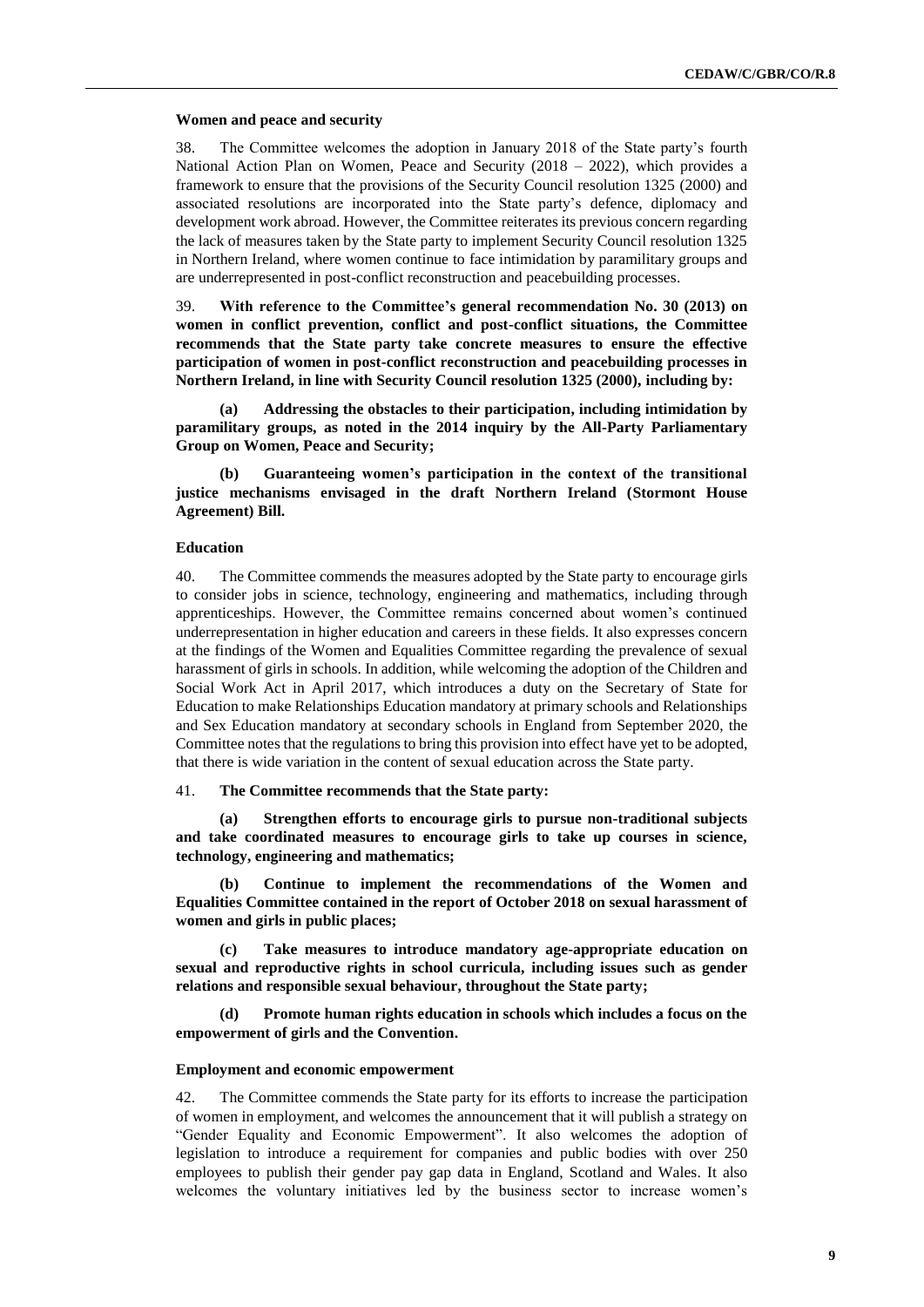#### Women and peace and security

38. The Committee welcomes the adoption in January 2018 of the State party's fourth National Action Plan on Women, Peace and Security (2018 – 2022), which provides a framework to ensure that the provisions of the Security Council resolution 1325 (2000) and associated resolutions are incorporated into the State party's defence, diplomacy and development work abroad. However, the Committee reiterates its previous concern regarding the lack of measures taken by the State party to implement Security Council resolution 1325 in Northern Ireland, where women continue to face intimidation by paramilitary groups and are underrepresented in post-conflict reconstruction and peacebuilding processes.

39. **With reference to the Committee's general recommendation No. 30 (2013) on women in conflict prevention, conflict and post-conflict situations, the Committee recommends that the State party take concrete measures to ensure the effective participation of women in post-conflict reconstruction and peacebuilding processes in Northern Ireland, in line with Security Council resolution 1325 (2000), including by:**

**(a) Addressing the obstacles to their participation, including intimidation by paramilitary groups, as noted in the 2014 inquiry by the All-Party Parliamentary Group on Women, Peace and Security;**

**(b) Guaranteeing women's participation in the context of the transitional justice mechanisms envisaged in the draft Northern Ireland (Stormont House Agreement) Bill.**

#### Education

40. The Committee commends the measures adopted by the State party to encourage girls to consider jobs in science, technology, engineering and mathematics, including through apprenticeships. However, the Committee remains concerned about women's continued underrepresentation in higher education and careers in these fields. It also expresses concern at the findings of the Women and Equalities Committee regarding the prevalence of sexual harassment of girls in schools. In addition, while welcoming the adoption of the Children and Social Work Act in April 2017, which introduces a duty on the Secretary of State for Education to make Relationships Education mandatory at primary schools and Relationships and Sex Education mandatory at secondary schools in England from September 2020, the Committee notes that the regulations to bring this provision into effect have yet to be adopted, that there is wide variation in the content of sexual education across the State party.

41. **The Committee recommends that the State party:**

**(a) Strengthen efforts to encourage girls to pursue non-traditional subjects and take coordinated measures to encourage girls to take up courses in science, technology, engineering and mathematics;**

**(b) Continue to implement the recommendations of the Women and Equalities Committee contained in the report of October 2018 on sexual harassment of women and girls in public places;**

**(c) Take measures to introduce mandatory age-appropriate education on sexual and reproductive rights in school curricula, including issues such as gender relations and responsible sexual behaviour, throughout the State party;**

**(d) Promote human rights education in schools which includes a focus on the empowerment of girls and the Convention.**

#### Employment and economic empowerment

42. The Committee commends the State party for its efforts to increase the participation of women in employment, and welcomes the announcement that it will publish a strategy on "Gender Equality and Economic Empowerment". It also welcomes the adoption of legislation to introduce a requirement for companies and public bodies with over 250 employees to publish their gender pay gap data in England, Scotland and Wales. It also welcomes the voluntary initiatives led by the business sector to increase women's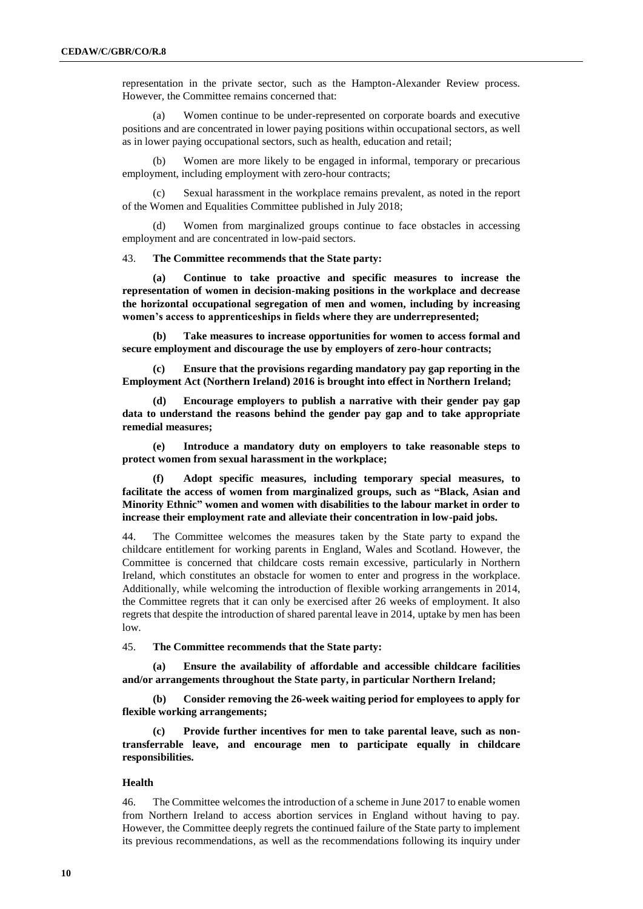representation in the private sector, such as the Hampton-Alexander Review process. However, the Committee remains concerned that:

(a) Women continue to be under-represented on corporate boards and executive positions and are concentrated in lower paying positions within occupational sectors, as well as in lower paying occupational sectors, such as health, education and retail;

(b) Women are more likely to be engaged in informal, temporary or precarious employment, including employment with zero-hour contracts;

(c) Sexual harassment in the workplace remains prevalent, as noted in the report of the Women and Equalities Committee published in July 2018;

(d) Women from marginalized groups continue to face obstacles in accessing employment and are concentrated in low-paid sectors.

43. **The Committee recommends that the State party:**

**(a) Continue to take proactive and specific measures to increase the representation of women in decision-making positions in the workplace and decrease the horizontal occupational segregation of men and women, including by increasing women's access to apprenticeships in fields where they are underrepresented;**

**(b) Take measures to increase opportunities for women to access formal and secure employment and discourage the use by employers of zero-hour contracts;**

**(c) Ensure that the provisions regarding mandatory pay gap reporting in the Employment Act (Northern Ireland) 2016 is brought into effect in Northern Ireland;**

**(d) Encourage employers to publish a narrative with their gender pay gap data to understand the reasons behind the gender pay gap and to take appropriate remedial measures;**

**(e) Introduce a mandatory duty on employers to take reasonable steps to protect women from sexual harassment in the workplace;**

**(f) Adopt specific measures, including temporary special measures, to facilitate the access of women from marginalized groups, such as "Black, Asian and Minority Ethnic" women and women with disabilities to the labour market in order to increase their employment rate and alleviate their concentration in low-paid jobs.**

44. The Committee welcomes the measures taken by the State party to expand the childcare entitlement for working parents in England, Wales and Scotland. However, the Committee is concerned that childcare costs remain excessive, particularly in Northern Ireland, which constitutes an obstacle for women to enter and progress in the workplace. Additionally, while welcoming the introduction of flexible working arrangements in 2014, the Committee regrets that it can only be exercised after 26 weeks of employment. It also regrets that despite the introduction of shared parental leave in 2014, uptake by men has been low.

45. **The Committee recommends that the State party:**

**(a) Ensure the availability of affordable and accessible childcare facilities and/or arrangements throughout the State party, in particular Northern Ireland;**

**(b) Consider removing the 26-week waiting period for employees to apply for flexible working arrangements;**

**(c) Provide further incentives for men to take parental leave, such as non-transferrable leave, and encourage men to participate equally in childcare responsibilities.**

### Health

46. The Committee welcomes the introduction of a scheme in June 2017 to enable women from Northern Ireland to access abortion services in England without having to pay. However, the Committee deeply regrets the continued failure of the State party to implement its previous recommendations, as well as the recommendations following its inquiry under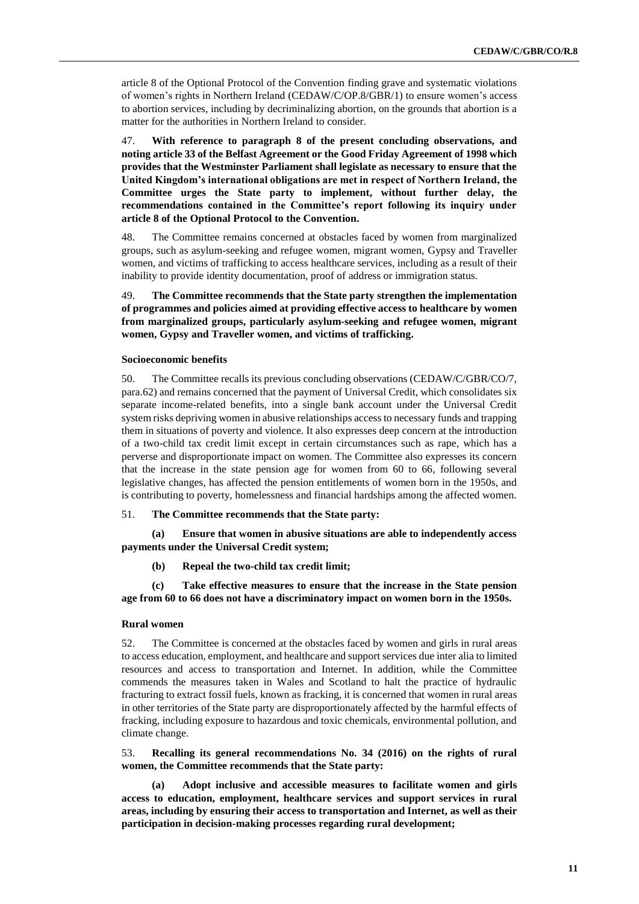article 8 of the Optional Protocol of the Convention finding grave and systematic violations of women's rights in Northern Ireland (CEDAW/C/OP.8/GBR/1) to ensure women's access to abortion services, including by decriminalizing abortion, on the grounds that abortion is a matter for the authorities in Northern Ireland to consider.

47. **With reference to paragraph 8 of the present concluding observations, and noting article 33 of the Belfast Agreement or the Good Friday Agreement of 1998 which provides that the Westminster Parliament shall legislate as necessary to ensure that the United Kingdom's international obligations are met in respect of Northern Ireland, the Committee urges the State party to implement, without further delay, the recommendations contained in the Committee's report following its inquiry under article 8 of the Optional Protocol to the Convention.**

48. The Committee remains concerned at obstacles faced by women from marginalized groups, such as asylum-seeking and refugee women, migrant women, Gypsy and Traveller women, and victims of trafficking to access healthcare services, including as a result of their inability to provide identity documentation, proof of address or immigration status.

49. **The Committee recommends that the State party strengthen the implementation of programmes and policies aimed at providing effective access to healthcare by women from marginalized groups, particularly asylum-seeking and refugee women, migrant women, Gypsy and Traveller women, and victims of trafficking.**

#### Socioeconomic benefits

50. The Committee recalls its previous concluding observations (CEDAW/C/GBR/CO/7, para.62) and remains concerned that the payment of Universal Credit, which consolidates six separate income-related benefits, into a single bank account under the Universal Credit system risks depriving women in abusive relationships access to necessary funds and trapping them in situations of poverty and violence. It also expresses deep concern at the introduction of a two-child tax credit limit except in certain circumstances such as rape, which has a perverse and disproportionate impact on women. The Committee also expresses its concern that the increase in the state pension age for women from 60 to 66, following several legislative changes, has affected the pension entitlements of women born in the 1950s, and is contributing to poverty, homelessness and financial hardships among the affected women.

51. **The Committee recommends that the State party:**

**(a) Ensure that women in abusive situations are able to independently access payments under the Universal Credit system;**

**(b) Repeal the two-child tax credit limit;**

**(c) Take effective measures to ensure that the increase in the State pension age from 60 to 66 does not have a discriminatory impact on women born in the 1950s.**

#### Rural women

52. The Committee is concerned at the obstacles faced by women and girls in rural areas to access education, employment, and healthcare and support services due inter alia to limited resources and access to transportation and Internet. In addition, while the Committee commends the measures taken in Wales and Scotland to halt the practice of hydraulic fracturing to extract fossil fuels, known as fracking, it is concerned that women in rural areas in other territories of the State party are disproportionately affected by the harmful effects of fracking, including exposure to hazardous and toxic chemicals, environmental pollution, and climate change.

53. **Recalling its general recommendations No. 34 (2016) on the rights of rural women, the Committee recommends that the State party:**

**(a) Adopt inclusive and accessible measures to facilitate women and girls access to education, employment, healthcare services and support services in rural areas, including by ensuring their access to transportation and Internet, as well as their participation in decision-making processes regarding rural development;**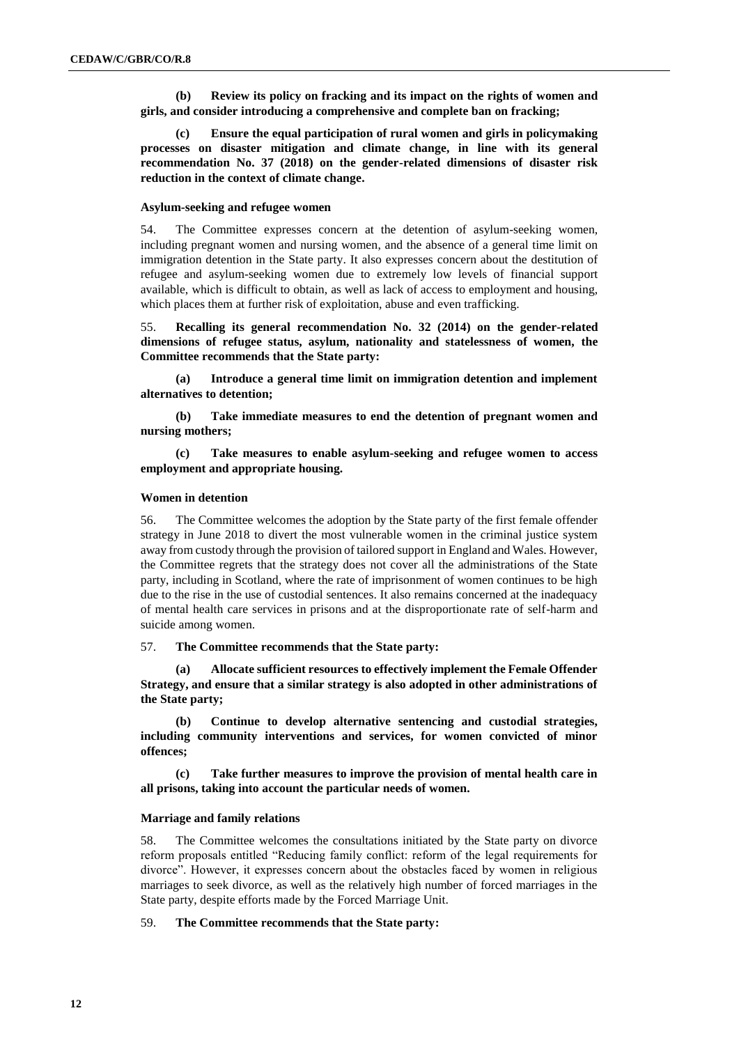**(b) Review its policy on fracking and its impact on the rights of women and girls, and consider introducing a comprehensive and complete ban on fracking;**

**(c) Ensure the equal participation of rural women and girls in policymaking processes on disaster mitigation and climate change, in line with its general recommendation No. 37 (2018) on the gender-related dimensions of disaster risk reduction in the context of climate change.**

#### Asylum-seeking and refugee women

54. The Committee expresses concern at the detention of asylum-seeking women, including pregnant women and nursing women, and the absence of a general time limit on immigration detention in the State party. It also expresses concern about the destitution of refugee and asylum-seeking women due to extremely low levels of financial support available, which is difficult to obtain, as well as lack of access to employment and housing, which places them at further risk of exploitation, abuse and even trafficking.

55. **Recalling its general recommendation No. 32 (2014) on the gender-related dimensions of refugee status, asylum, nationality and statelessness of women, the Committee recommends that the State party:**

**(a) Introduce a general time limit on immigration detention and implement alternatives to detention;**

**(b) Take immediate measures to end the detention of pregnant women and nursing mothers;**

**(c) Take measures to enable asylum-seeking and refugee women to access employment and appropriate housing.**

#### Women in detention

56. The Committee welcomes the adoption by the State party of the first female offender strategy in June 2018 to divert the most vulnerable women in the criminal justice system away from custody through the provision of tailored support in England and Wales. However, the Committee regrets that the strategy does not cover all the administrations of the State party, including in Scotland, where the rate of imprisonment of women continues to be high due to the rise in the use of custodial sentences. It also remains concerned at the inadequacy of mental health care services in prisons and at the disproportionate rate of self-harm and suicide among women.

57. **The Committee recommends that the State party:**

**(a) Allocate sufficient resources to effectively implement the Female Offender Strategy, and ensure that a similar strategy is also adopted in other administrations of the State party;**

**(b) Continue to develop alternative sentencing and custodial strategies, including community interventions and services, for women convicted of minor offences;**

**(c) Take further measures to improve the provision of mental health care in all prisons, taking into account the particular needs of women.**

#### Marriage and family relations

58. The Committee welcomes the consultations initiated by the State party on divorce reform proposals entitled "Reducing family conflict: reform of the legal requirements for divorce". However, it expresses concern about the obstacles faced by women in religious marriages to seek divorce, as well as the relatively high number of forced marriages in the State party, despite efforts made by the Forced Marriage Unit.

59. **The Committee recommends that the State party:**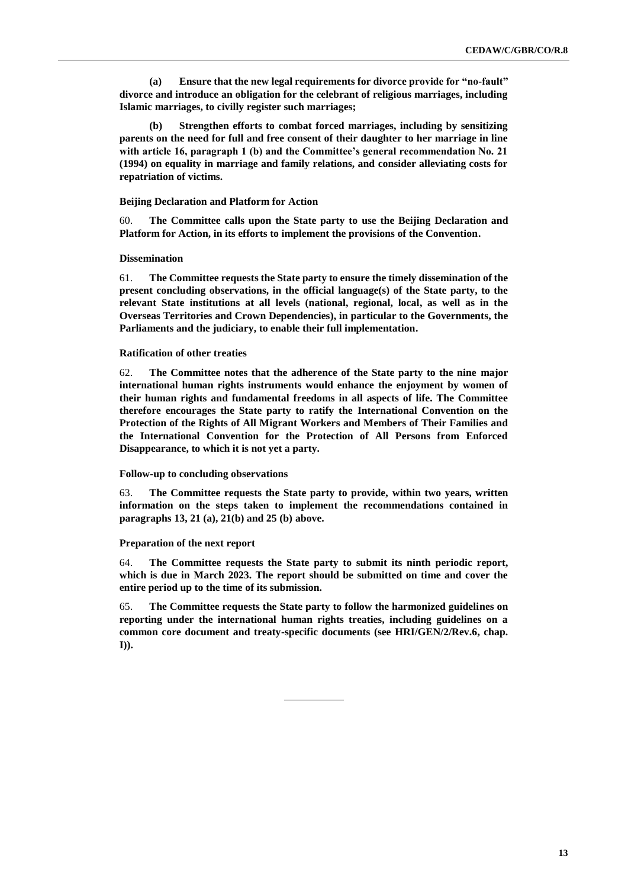**(a) Ensure that the new legal requirements for divorce provide for "no-fault" divorce and introduce an obligation for the celebrant of religious marriages, including Islamic marriages, to civilly register such marriages;**

**(b) Strengthen efforts to combat forced marriages, including by sensitizing parents on the need for full and free consent of their daughter to her marriage in line with article 16, paragraph 1 (b) and the Committee's general recommendation No. 21 (1994) on equality in marriage and family relations, and consider alleviating costs for repatriation of victims.**

### Beijing Declaration and Platform for Action

60. **The Committee calls upon the State party to use the Beijing Declaration and Platform for Action, in its efforts to implement the provisions of the Convention.**

### Dissemination

61. **The Committee requests the State party to ensure the timely dissemination of the present concluding observations, in the official language(s) of the State party, to the relevant State institutions at all levels (national, regional, local, as well as in the Overseas Territories and Crown Dependencies), in particular to the Governments, the Parliaments and the judiciary, to enable their full implementation.**

### Ratification of other treaties

62. **The Committee notes that the adherence of the State party to the nine major international human rights instruments would enhance the enjoyment by women of their human rights and fundamental freedoms in all aspects of life. The Committee therefore encourages the State party to ratify the International Convention on the Protection of the Rights of All Migrant Workers and Members of Their Families and the International Convention for the Protection of All Persons from Enforced Disappearance, to which it is not yet a party.**

### Follow-up to concluding observations

63. **The Committee requests the State party to provide, within two years, written information on the steps taken to implement the recommendations contained in paragraphs 13, 21 (a), 21(b) and 25 (b) above.**

### Preparation of the next report

64. **The Committee requests the State party to submit its ninth periodic report, which is due in March 2023. The report should be submitted on time and cover the entire period up to the time of its submission.**

65. **The Committee requests the State party to follow the harmonized guidelines on reporting under the international human rights treaties, including guidelines on a common core document and treaty-specific documents (see HRI/GEN/2/Rev.6, chap. I)).**